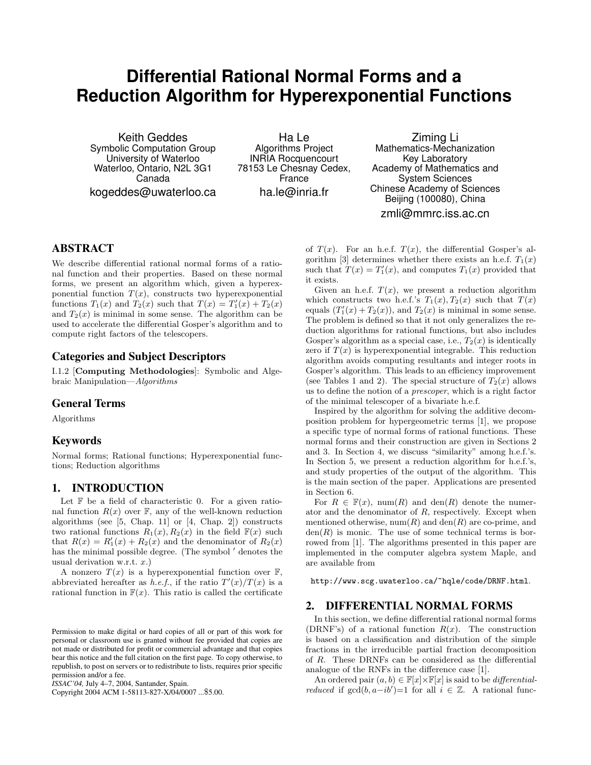# Differential Rational Normal Forms and a Reduction Algorithm for Hyperexponential Functions

Keith Geddes
Symbolic Computation Group
University of Waterloo
Waterloo, Ontario, N2L 3G1
Canada
kogeddes@uwaterloo.ca

Ha Le
Algorithms Project
INRIA Rocquencourt
78153 Le Chesnay Cedex, France
ha.le@inria.fr

Ziming Li
Mathematics-Mechanization Key Laboratory
Academy of Mathematics and System Sciences
Chinese Academy of Sciences
Beijing (100080), China
zmli@mmrc.iss.ac.cn

## ABSTRACT

We describe differential rational normal forms of a rational function and their properties. Based on these normal forms, we present an algorithm which, given a hyperexponential function $T(x)$, constructs two hyperexponential functions $T_1(x)$ and $T_2(x)$ such that $T(x) = T_1'(x) + T_2(x)$ and $T_2(x)$ is minimal in some sense. The algorithm can be used to accelerate the differential Gosper's algorithm and to compute right factors of the telescopers.

## Categories and Subject Descriptors

I.1.2 [**Computing Methodologies**]: Symbolic and Algebraic Manipulation—*Algorithms*

## General Terms

Algorithms

## Keywords

Normal forms; Rational functions; Hyperexponential functions; Reduction algorithms

## 1. INTRODUCTION

Let $\mathbb{F}$ be a field of characteristic 0. For a given rational function $R(x)$ over $\mathbb{F}$, any of the well-known reduction algorithms (see [5, Chap. 11] or [4, Chap. 2]) constructs two rational functions $R_1(x), R_2(x)$ in the field $\mathbb{F}(x)$ such that $R(x) = R_1'(x) + R_2(x)$ and the denominator of $R_2(x)$ has the minimal possible degree. (The symbol $'$ denotes the usual derivation w.r.t. $x$.)

A nonzero $T(x)$ is a hyperexponential function over $\mathbb{F}$, abbreviated hereafter as *h.e.f.*, if the ratio $T'(x)/T(x)$ is a rational function in $\mathbb{F}(x)$. This ratio is called the certificate of $T(x)$. For an h.e.f. $T(x)$, the differential Gosper's algorithm [3] determines whether there exists an h.e.f. $T_1(x)$ such that $T(x) = T_1'(x)$, and computes $T_1(x)$ provided that it exists.

Given an h.e.f. $T(x)$, we present a reduction algorithm which constructs two h.e.f.'s $T_1(x), T_2(x)$ such that $T(x)$ equals $(T_1'(x) + T_2(x))$, and $T_2(x)$ is minimal in some sense. The problem is defined so that it not only generalizes the reduction algorithms for rational functions, but also includes Gosper's algorithm as a special case, i.e., $T_2(x)$ is identically zero if $T(x)$ is hyperexponential integrable. This reduction algorithm avoids computing resultants and integer roots in Gosper's algorithm. This leads to an efficiency improvement (see Tables 1 and 2). The special structure of $T_2(x)$ allows us to define the notion of a *prescoper*, which is a right factor of the minimal telescoper of a bivariate h.e.f.

Inspired by the algorithm for solving the additive decomposition problem for hypergeometric terms [1], we propose a specific type of normal forms of rational functions. These normal forms and their construction are given in Sections 2 and 3. In Section 4, we discuss "similarity" among h.e.f.'s. In Section 5, we present a reduction algorithm for h.e.f.'s, and study properties of the output of the algorithm. This is the main section of the paper. Applications are presented in Section 6.

For $R \in \mathbb{F}(x)$, num$(R)$ and den$(R)$ denote the numerator and the denominator of $R$, respectively. Except when mentioned otherwise, num$(R)$ and den$(R)$ are co-prime, and den$(R)$ is monic. The use of some technical terms is borrowed from [1]. The algorithms presented in this paper are implemented in the computer algebra system Maple, and are available from

```
http://www.scg.uwaterloo.ca/~hqle/code/DRNF.html.
```

## 2. DIFFERENTIAL NORMAL FORMS

In this section, we define differential rational normal forms (DRNF's) of a rational function $R(x)$. The construction is based on a classification and distribution of the simple fractions in the irreducible partial fraction decomposition of $R$. These DRNFs can be considered as the differential analogue of the RNFs in the difference case [1].

An ordered pair $(a, b) \in \mathbb{F}[x] \times \mathbb{F}[x]$ is said to be *differential-reduced* if $\gcd(b, a - ib') = 1$ for all $i \in \mathbb{Z}$. A rational func-

Permission to make digital or hard copies of all or part of this work for personal or classroom use is granted without fee provided that copies are not made or distributed for profit or commercial advantage and that copies bear this notice and the full citation on the first page. To copy otherwise, to republish, to post on servers or to redistribute to lists, requires prior specific permission and/or a fee.
*ISSAC'04,* July 4–7, 2004, Santander, Spain.
Copyright 2004 ACM 1-58113-827-X/04/0007 ...$5.00.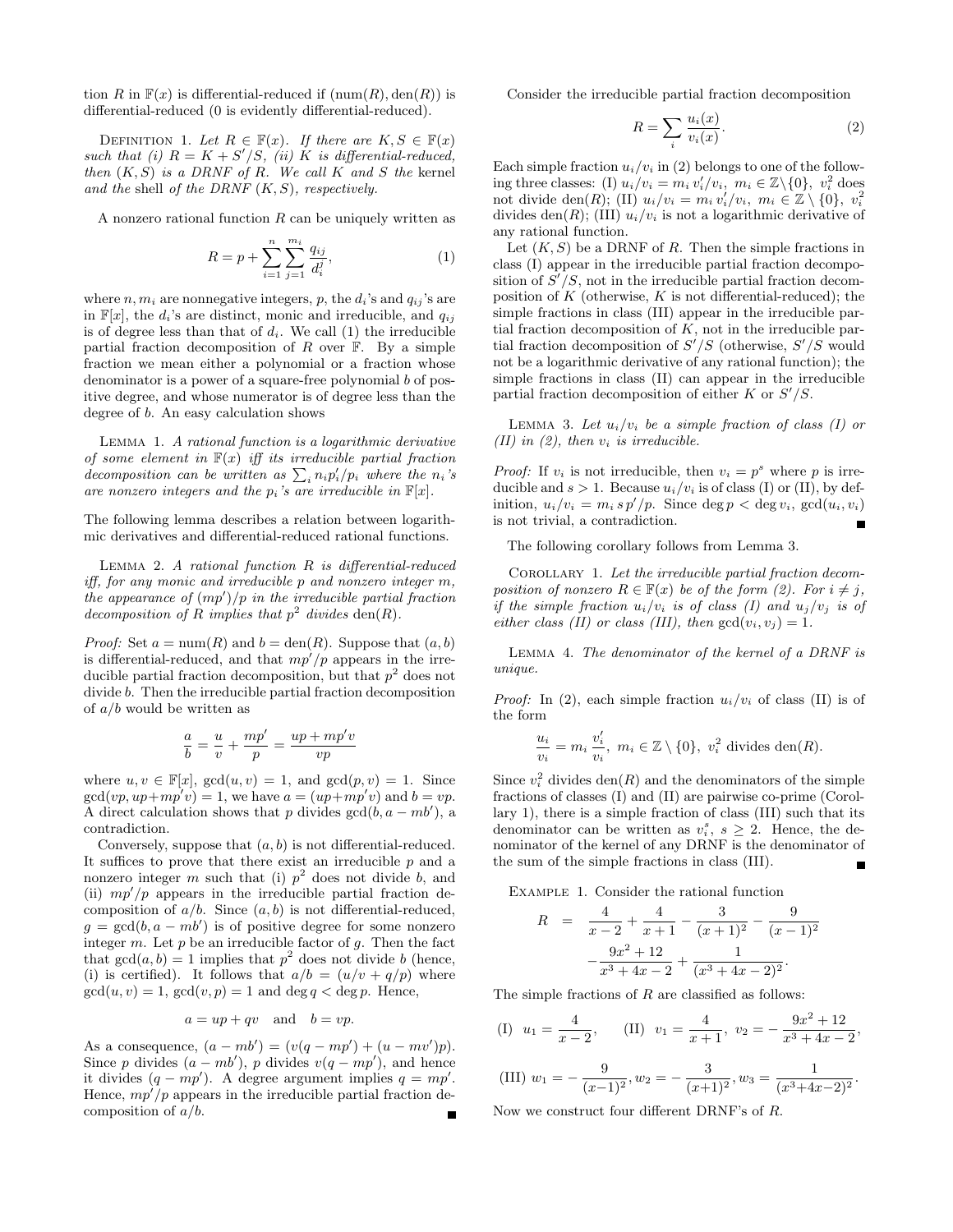tion $R$ in $\mathbb{F}(x)$ is differential-reduced if $(\text{num}(R), \text{den}(R))$ is differential-reduced (0 is evidently differential-reduced).

Definition 1. *Let $R \in \mathbb{F}(x)$. If there are $K, S \in \mathbb{F}(x)$ such that (i) $R = K + S'/S$, (ii) $K$ is differential-reduced, then $(K, S)$ is a DRNF of $R$. We call $K$ and $S$ the* kernel *and the* shell *of the DRNF $(K, S)$, respectively.*

A nonzero rational function $R$ can be uniquely written as

$$R = p + \sum_{i=1}^{n} \sum_{j=1}^{m_i} \frac{q_{ij}}{d_i^j}, \tag{1}$$

where $n, m_i$ are nonnegative integers, $p$, the $d_i$'s and $q_{ij}$'s are in $\mathbb{F}[x]$, the $d_i$'s are distinct, monic and irreducible, and $q_{ij}$ is of degree less than that of $d_i$. We call (1) the irreducible partial fraction decomposition of $R$ over $\mathbb{F}$. By a simple fraction we mean either a polynomial or a fraction whose denominator is a power of a square-free polynomial $b$ of positive degree, and whose numerator is of degree less than the degree of $b$. An easy calculation shows

Lemma 1. *A rational function is a logarithmic derivative of some element in $\mathbb{F}(x)$ iff its irreducible partial fraction decomposition can be written as $\sum_i n_i p_i'/p_i$ where the $n_i$'s are nonzero integers and the $p_i$'s are irreducible in $\mathbb{F}[x]$.*

The following lemma describes a relation between logarithmic derivatives and differential-reduced rational functions.

Lemma 2. *A rational function $R$ is differential-reduced iff, for any monic and irreducible $p$ and nonzero integer $m$, the appearance of $(mp')/p$ in the irreducible partial fraction decomposition of $R$ implies that $p^2$ divides $\text{den}(R)$.*

*Proof:* Set $a = \text{num}(R)$ and $b = \text{den}(R)$. Suppose that $(a, b)$ is differential-reduced, and that $mp'/p$ appears in the irreducible partial fraction decomposition, but that $p^2$ does not divide $b$. Then the irreducible partial fraction decomposition of $a/b$ would be written as

$$\frac{a}{b} = \frac{u}{v} + \frac{mp'}{p} = \frac{up + mp'v}{vp}$$

where $u, v \in \mathbb{F}[x]$, $\gcd(u, v) = 1$, and $\gcd(p, v) = 1$. Since $\gcd(vp, up+mp'v) = 1$, we have $a = (up+mp'v)$ and $b = vp$. A direct calculation shows that $p$ divides $\gcd(b, a - mb')$, a contradiction.

Conversely, suppose that $(a, b)$ is not differential-reduced. It suffices to prove that there exist an irreducible $p$ and a nonzero integer $m$ such that (i) $p^2$ does not divide $b$, and (ii) $mp'/p$ appears in the irreducible partial fraction decomposition of $a/b$. Since $(a, b)$ is not differential-reduced, $g = \gcd(b, a - mb')$ is of positive degree for some nonzero integer $m$. Let $p$ be an irreducible factor of $g$. Then the fact that $\gcd(a, b) = 1$ implies that $p^2$ does not divide $b$ (hence, (i) is certified). It follows that $a/b = (u/v + q/p)$ where $\gcd(u, v) = 1$, $\gcd(v, p) = 1$ and $\deg q < \deg p$. Hence,

$$a = up + qv \quad \text{and} \quad b = vp.$$

As a consequence, $(a - mb') = (v(q - mp') + (u - mv')p)$. Since $p$ divides $(a - mb')$, $p$ divides $v(q - mp')$, and hence it divides $(q - mp')$. A degree argument implies $q = mp'$. Hence, $mp'/p$ appears in the irreducible partial fraction decomposition of $a/b$. ∎

Consider the irreducible partial fraction decomposition

$$R = \sum_i \frac{u_i(x)}{v_i(x)}. \tag{2}$$

Each simple fraction $u_i/v_i$ in (2) belongs to one of the following three classes: (I) $u_i/v_i = m_i\, v_i'/v_i$, $m_i \in \mathbb{Z}\setminus\{0\}$, $v_i^2$ does not divide $\text{den}(R)$; (II) $u_i/v_i = m_i\, v_i'/v_i$, $m_i \in \mathbb{Z} \setminus \{0\}$, $v_i^2$ divides $\text{den}(R)$; (III) $u_i/v_i$ is not a logarithmic derivative of any rational function.

Let $(K, S)$ be a DRNF of $R$. Then the simple fractions in class (I) appear in the irreducible partial fraction decomposition of $S'/S$, not in the irreducible partial fraction decomposition of $K$ (otherwise, $K$ is not differential-reduced); the simple fractions in class (III) appear in the irreducible partial fraction decomposition of $K$, not in the irreducible partial fraction decomposition of $S'/S$ (otherwise, $S'/S$ would not be a logarithmic derivative of any rational function); the simple fractions in class (II) can appear in the irreducible partial fraction decomposition of either $K$ or $S'/S$.

Lemma 3. *Let $u_i/v_i$ be a simple fraction of class (I) or (II) in (2), then $v_i$ is irreducible.*

*Proof:* If $v_i$ is not irreducible, then $v_i = p^s$ where $p$ is irreducible and $s > 1$. Because $u_i/v_i$ is of class (I) or (II), by definition, $u_i/v_i = m_i\, s\, p'/p$. Since $\deg p < \deg v_i$, $\gcd(u_i, v_i)$ is not trivial, a contradiction. ∎

The following corollary follows from Lemma 3.

Corollary 1. *Let the irreducible partial fraction decomposition of nonzero $R \in \mathbb{F}(x)$ be of the form (2). For $i \neq j$, if the simple fraction $u_i/v_i$ is of class (I) and $u_j/v_j$ is of either class (II) or class (III), then $\gcd(v_i, v_j) = 1$.*

Lemma 4. *The denominator of the kernel of a DRNF is unique.*

*Proof:* In (2), each simple fraction $u_i/v_i$ of class (II) is of the form

$$\frac{u_i}{v_i} = m_i\, \frac{v_i'}{v_i},\ m_i \in \mathbb{Z} \setminus \{0\},\ v_i^2 \text{ divides } \text{den}(R).$$

Since $v_i^2$ divides $\text{den}(R)$ and the denominators of the simple fractions of classes (I) and (II) are pairwise co-prime (Corollary 1), there is a simple fraction of class (III) such that its denominator can be written as $v_i^s$, $s \geq 2$. Hence, the denominator of the kernel of any DRNF is the denominator of the sum of the simple fractions in class (III). ∎

Example 1. Consider the rational function

$$\begin{aligned} R &= \frac{4}{x-2} + \frac{4}{x+1} - \frac{3}{(x+1)^2} - \frac{9}{(x-1)^2} \\ &\quad - \frac{9x^2+12}{x^3+4x-2} + \frac{1}{(x^3+4x-2)^2}. \end{aligned}$$

The simple fractions of $R$ are classified as follows:

$$\text{(I)}\ \ u_1 = \frac{4}{x-2}, \qquad \text{(II)}\ \ v_1 = \frac{4}{x+1},\ v_2 = -\frac{9x^2+12}{x^3+4x-2},$$

$$\text{(III)}\ w_1 = -\frac{9}{(x-1)^2}, w_2 = -\frac{3}{(x+1)^2}, w_3 = \frac{1}{(x^3+4x-2)^2}.$$

Now we construct four different DRNF's of $R$.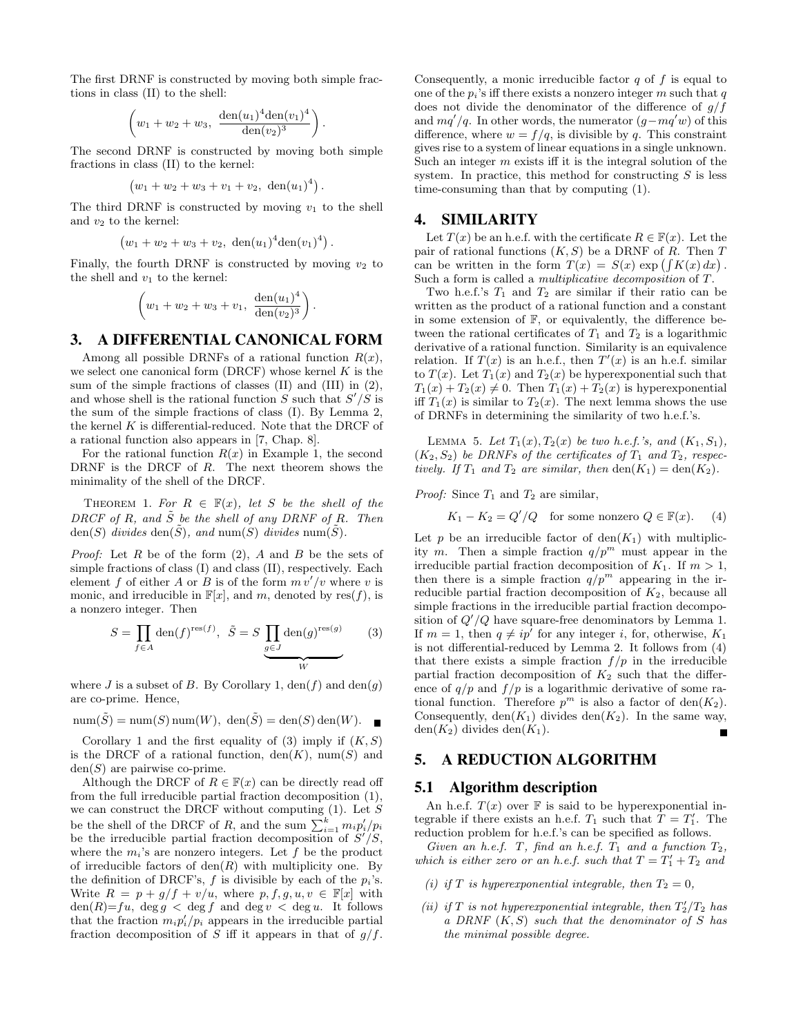The first DRNF is constructed by moving both simple fractions in class (II) to the shell:

$$\left(w_1 + w_2 + w_3,\ \frac{\mathrm{den}(u_1)^4 \mathrm{den}(v_1)^4}{\mathrm{den}(v_2)^3}\right).$$

The second DRNF is constructed by moving both simple fractions in class (II) to the kernel:

$$\left(w_1 + w_2 + w_3 + v_1 + v_2,\ \mathrm{den}(u_1)^4\right).$$

The third DRNF is constructed by moving $v_1$ to the shell and $v_2$ to the kernel:

$$\left(w_1 + w_2 + w_3 + v_2,\ \mathrm{den}(u_1)^4 \mathrm{den}(v_1)^4\right).$$

Finally, the fourth DRNF is constructed by moving $v_2$ to the shell and $v_1$ to the kernel:

$$\left(w_1 + w_2 + w_3 + v_1,\ \frac{\mathrm{den}(u_1)^4}{\mathrm{den}(v_2)^3}\right).$$

## 3. A DIFFERENTIAL CANONICAL FORM

Among all possible DRNFs of a rational function $R(x)$, we select one canonical form (DRCF) whose kernel $K$ is the sum of the simple fractions of classes (II) and (III) in (2), and whose shell is the rational function $S$ such that $S'/S$ is the sum of the simple fractions of class (I). By Lemma 2, the kernel $K$ is differential-reduced. Note that the DRCF of a rational function also appears in [7, Chap. 8].

For the rational function $R(x)$ in Example 1, the second DRNF is the DRCF of $R$. The next theorem shows the minimality of the shell of the DRCF.

Theorem 1. *For $R \in \mathbb{F}(x)$, let $S$ be the shell of the DRCF of $R$, and $\tilde{S}$ be the shell of any DRNF of $R$. Then $\mathrm{den}(S)$ divides $\mathrm{den}(\tilde{S})$, and $\mathrm{num}(S)$ divides $\mathrm{num}(\tilde{S})$.*

*Proof:* Let $R$ be of the form (2), $A$ and $B$ be the sets of simple fractions of class (I) and class (II), respectively. Each element $f$ of either $A$ or $B$ is of the form $m\,v'/v$ where $v$ is monic, and irreducible in $\mathbb{F}[x]$, and $m$, denoted by $\mathrm{res}(f)$, is a nonzero integer. Then

$$S = \prod_{f \in A} \mathrm{den}(f)^{\mathrm{res}(f)},\ \ \tilde{S} = S \underbrace{\prod_{g \in J} \mathrm{den}(g)^{\mathrm{res}(g)}}_{W} \qquad (3)$$

where $J$ is a subset of $B$. By Corollary 1, $\mathrm{den}(f)$ and $\mathrm{den}(g)$ are co-prime. Hence,

$$\mathrm{num}(\tilde{S}) = \mathrm{num}(S)\,\mathrm{num}(W),\ \mathrm{den}(\tilde{S}) = \mathrm{den}(S)\,\mathrm{den}(W). \quad \blacksquare$$

Corollary 1 and the first equality of (3) imply if $(K, S)$ is the DRCF of a rational function, $\mathrm{den}(K)$, $\mathrm{num}(S)$ and $\mathrm{den}(S)$ are pairwise co-prime.

Although the DRCF of $R \in \mathbb{F}(x)$ can be directly read off from the full irreducible partial fraction decomposition (1), we can construct the DRCF without computing (1). Let $S$ be the shell of the DRCF of $R$, and the sum $\sum_{i=1}^{k} m_i p_i'/p_i$ be the irreducible partial fraction decomposition of $S'/S$, where the $m_i$'s are nonzero integers. Let $f$ be the product of irreducible factors of $\mathrm{den}(R)$ with multiplicity one. By the definition of DRCF's, $f$ is divisible by each of the $p_i$'s. Write $R = p + g/f + v/u$, where $p, f, g, u, v \in \mathbb{F}[x]$ with $\mathrm{den}(R) = fu$, $\deg g < \deg f$ and $\deg v < \deg u$. It follows that the fraction $m_i p_i'/p_i$ appears in the irreducible partial fraction decomposition of $S$ iff it appears in that of $g/f$. Consequently, a monic irreducible factor $q$ of $f$ is equal to one of the $p_i$'s iff there exists a nonzero integer $m$ such that $q$ does not divide the denominator of the difference of $g/f$ and $mq'/q$. In other words, the numerator $(g - mq'w)$ of this difference, where $w = f/q$, is divisible by $q$. This constraint gives rise to a system of linear equations in a single unknown. Such an integer $m$ exists iff it is the integral solution of the system. In practice, this method for constructing $S$ is less time-consuming than that by computing (1).

## 4. SIMILARITY

Let $T(x)$ be an h.e.f. with the certificate $R \in \mathbb{F}(x)$. Let the pair of rational functions $(K, S)$ be a DRNF of $R$. Then $T$ can be written in the form $T(x) = S(x) \exp\left(\int K(x)\, dx\right)$. Such a form is called a *multiplicative decomposition* of $T$.

Two h.e.f.'s $T_1$ and $T_2$ are similar if their ratio can be written as the product of a rational function and a constant in some extension of $\mathbb{F}$, or equivalently, the difference between the rational certificates of $T_1$ and $T_2$ is a logarithmic derivative of a rational function. Similarity is an equivalence relation. If $T(x)$ is an h.e.f., then $T'(x)$ is an h.e.f. similar to $T(x)$. Let $T_1(x)$ and $T_2(x)$ be hyperexponential such that $T_1(x) + T_2(x) \neq 0$. Then $T_1(x) + T_2(x)$ is hyperexponential iff $T_1(x)$ is similar to $T_2(x)$. The next lemma shows the use of DRNFs in determining the similarity of two h.e.f.'s.

Lemma 5. *Let $T_1(x), T_2(x)$ be two h.e.f.'s, and $(K_1, S_1)$, $(K_2, S_2)$ be DRNFs of the certificates of $T_1$ and $T_2$, respectively. If $T_1$ and $T_2$ are similar, then $\mathrm{den}(K_1) = \mathrm{den}(K_2)$.*

*Proof:* Since $T_1$ and $T_2$ are similar,

$$K_1 - K_2 = Q'/Q \quad \text{for some nonzero } Q \in \mathbb{F}(x). \qquad (4)$$

Let $p$ be an irreducible factor of $\mathrm{den}(K_1)$ with multiplicity $m$. Then a simple fraction $q/p^m$ must appear in the irreducible partial fraction decomposition of $K_1$. If $m > 1$, then there is a simple fraction $q/p^m$ appearing in the irreducible partial fraction decomposition of $K_2$, because all simple fractions in the irreducible partial fraction decomposition of $Q'/Q$ have square-free denominators by Lemma 1. If $m = 1$, then $q \neq ip'$ for any integer $i$, for, otherwise, $K_1$ is not differential-reduced by Lemma 2. It follows from (4) that there exists a simple fraction $f/p$ in the irreducible partial fraction decomposition of $K_2$ such that the difference of $q/p$ and $f/p$ is a logarithmic derivative of some rational function. Therefore $p^m$ is also a factor of $\mathrm{den}(K_2)$. Consequently, $\mathrm{den}(K_1)$ divides $\mathrm{den}(K_2)$. In the same way, $\mathrm{den}(K_2)$ divides $\mathrm{den}(K_1)$. $\blacksquare$

## 5. A REDUCTION ALGORITHM

### 5.1 Algorithm description

An h.e.f. $T(x)$ over $\mathbb{F}$ is said to be hyperexponential integrable if there exists an h.e.f. $T_1$ such that $T = T_1'$. The reduction problem for h.e.f.'s can be specified as follows.

*Given an h.e.f. $T$, find an h.e.f. $T_1$ and a function $T_2$, which is either zero or an h.e.f. such that $T = T_1' + T_2$ and*

- *(i) if $T$ is hyperexponential integrable, then $T_2 = 0$,*
- *(ii) if $T$ is not hyperexponential integrable, then $T_2'/T_2$ has a DRNF $(K, S)$ such that the denominator of $S$ has the minimal possible degree.*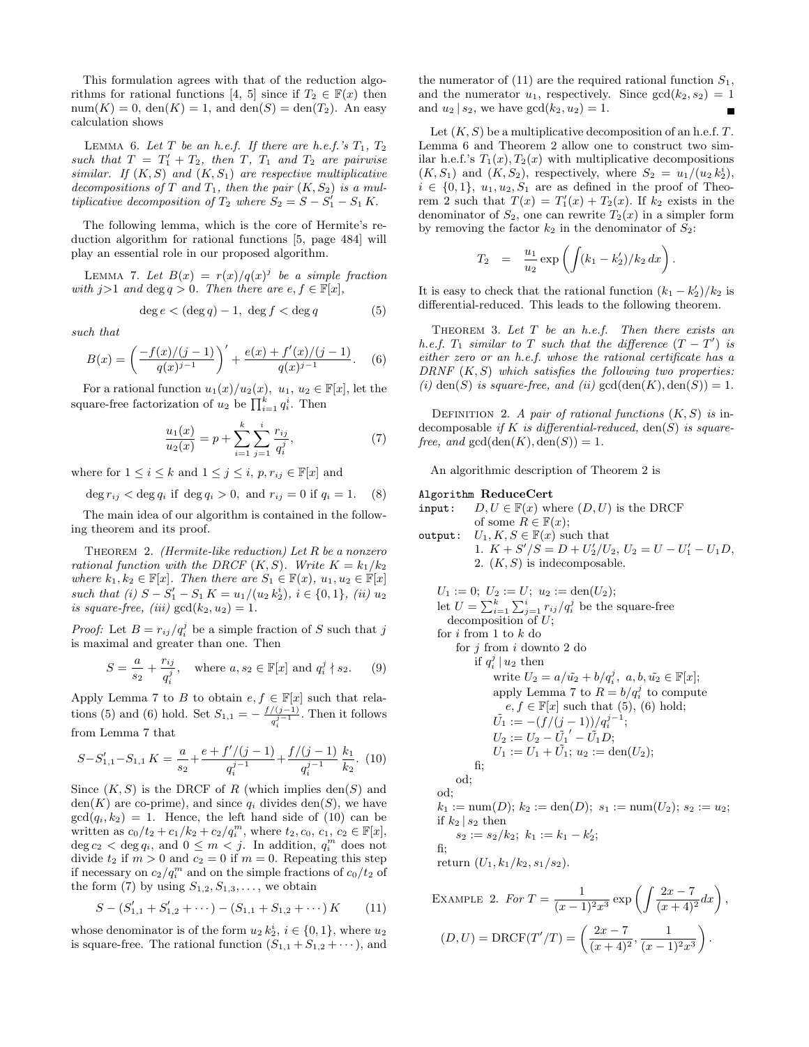This formulation agrees with that of the reduction algorithms for rational functions [4, 5] since if $T_2 \in \mathbb{F}(x)$ then $\mathrm{num}(K) = 0$, $\mathrm{den}(K) = 1$, and $\mathrm{den}(S) = \mathrm{den}(T_2)$. An easy calculation shows

Lemma 6. *Let $T$ be an h.e.f. If there are h.e.f.'s $T_1$, $T_2$ such that $T = T_1' + T_2$, then $T$, $T_1$ and $T_2$ are pairwise similar. If $(K, S)$ and $(K, S_1)$ are respective multiplicative decompositions of $T$ and $T_1$, then the pair $(K, S_2)$ is a multiplicative decomposition of $T_2$ where $S_2 = S - S_1' - S_1 K$.*

The following lemma, which is the core of Hermite's reduction algorithm for rational functions [5, page 484] will play an essential role in our proposed algorithm.

Lemma 7. *Let $B(x) = r(x)/q(x)^j$ be a simple fraction with $j > 1$ and $\deg q > 0$. Then there are $e, f \in \mathbb{F}[x]$,*

$$\deg e < (\deg q) - 1,\ \deg f < \deg q \tag{5}$$

*such that*

$$B(x) = \left( \frac{-f(x)/(j-1)}{q(x)^{j-1}} \right)' + \frac{e(x) + f'(x)/(j-1)}{q(x)^{j-1}}. \tag{6}$$

For a rational function $u_1(x)/u_2(x)$, $u_1, u_2 \in \mathbb{F}[x]$, let the square-free factorization of $u_2$ be $\prod_{i=1}^k q_i^i$. Then

$$\frac{u_1(x)}{u_2(x)} = p + \sum_{i=1}^{k} \sum_{j=1}^{i} \frac{r_{ij}}{q_i^j}, \tag{7}$$

where for $1 \le i \le k$ and $1 \le j \le i$, $p, r_{ij} \in \mathbb{F}[x]$ and

$$\deg r_{ij} < \deg q_i \text{ if } \deg q_i > 0, \text{ and } r_{ij} = 0 \text{ if } q_i = 1. \tag{8}$$

The main idea of our algorithm is contained in the following theorem and its proof.

Theorem 2. *(Hermite-like reduction) Let $R$ be a nonzero rational function with the DRCF $(K, S)$. Write $K = k_1/k_2$ where $k_1, k_2 \in \mathbb{F}[x]$. Then there are $S_1 \in \mathbb{F}(x)$, $u_1, u_2 \in \mathbb{F}[x]$ such that (i) $S - S_1' - S_1 K = u_1/(u_2 k_2^i)$, $i \in \{0, 1\}$, (ii) $u_2$ is square-free, (iii) $\gcd(k_2, u_2) = 1$.*

*Proof:* Let $B = r_{ij}/q_i^j$ be a simple fraction of $S$ such that $j$ is maximal and greater than one. Then

$$S = \frac{a}{s_2} + \frac{r_{ij}}{q_i^j}, \quad \text{where } a, s_2 \in \mathbb{F}[x] \text{ and } q_i^j \nmid s_2. \tag{9}$$

Apply Lemma 7 to $B$ to obtain $e, f \in \mathbb{F}[x]$ such that relations (5) and (6) hold. Set $S_{1,1} = -\frac{f/(j-1)}{q_i^{j-1}}$. Then it follows from Lemma 7 that

$$S - S_{1,1}' - S_{1,1} K = \frac{a}{s_2} + \frac{e + f'/(j-1)}{q_i^{j-1}} + \frac{f/(j-1)}{q_i^{j-1}} \frac{k_1}{k_2}. \tag{10}$$

Since $(K, S)$ is the DRCF of $R$ (which implies $\mathrm{den}(S)$ and $\mathrm{den}(K)$ are co-prime), and since $q_i$ divides $\mathrm{den}(S)$, we have $\gcd(q_i, k_2) = 1$. Hence, the left hand side of (10) can be written as $c_0/t_2 + c_1/k_2 + c_2/q_i^m$, where $t_2, c_0, c_1, c_2 \in \mathbb{F}[x]$, $\deg c_2 < \deg q_i$, and $0 \le m < j$. In addition, $q_i^m$ does not divide $t_2$ if $m > 0$ and $c_2 = 0$ if $m = 0$. Repeating this step if necessary on $c_2/q_i^m$ and on the simple fractions of $c_0/t_2$ of the form (7) by using $S_{1,2}, S_{1,3}, \ldots$, we obtain

$$S - (S_{1,1}' + S_{1,2}' + \cdots) - (S_{1,1} + S_{1,2} + \cdots) K \tag{11}$$

whose denominator is of the form $u_2 k_2^i$, $i \in \{0, 1\}$, where $u_2$ is square-free. The rational function $(S_{1,1} + S_{1,2} + \cdots)$, and the numerator of (11) are the required rational function $S_1$, and the numerator $u_1$, respectively. Since $\gcd(k_2, s_2) = 1$ and $u_2 \mid s_2$, we have $\gcd(k_2, u_2) = 1$. ∎

Let $(K, S)$ be a multiplicative decomposition of an h.e.f. $T$. Lemma 6 and Theorem 2 allow one to construct two similar h.e.f.'s $T_1(x), T_2(x)$ with multiplicative decompositions $(K, S_1)$ and $(K, S_2)$, respectively, where $S_2 = u_1/(u_2 k_2^i)$, $i \in \{0, 1\}$, $u_1, u_2, S_1$ are as defined in the proof of Theorem 2 such that $T(x) = T_1'(x) + T_2(x)$. If $k_2$ exists in the denominator of $S_2$, one can rewrite $T_2(x)$ in a simpler form by removing the factor $k_2$ in the denominator of $S_2$:

$$T_2 \quad = \quad \frac{u_1}{u_2} \exp\left( \int (k_1 - k_2')/k_2 \, dx \right).$$

It is easy to check that the rational function $(k_1 - k_2')/k_2$ is differential-reduced. This leads to the following theorem.

Theorem 3. *Let $T$ be an h.e.f. Then there exists an h.e.f. $T_1$ similar to $T$ such that the difference $(T - T')$ is either zero or an h.e.f. whose the rational certificate has a DRNF $(K, S)$ which satisfies the following two properties: (i) $\mathrm{den}(S)$ is square-free, and (ii) $\gcd(\mathrm{den}(K), \mathrm{den}(S)) = 1$.*

Definition 2. *A pair of rational functions $(K, S)$ is indecomposable if $K$ is differential-reduced, $\mathrm{den}(S)$ is square-free, and $\gcd(\mathrm{den}(K), \mathrm{den}(S)) = 1$.*

An algorithmic description of Theorem 2 is

```
Algorithm ReduceCert
input:   D, U ∈ F(x) where (D, U) is the DRCF
         of some R ∈ F(x);
output:  U_1, K, S ∈ F(x) such that
         1. K + S'/S = D + U_2'/U_2, U_2 = U − U_1' − U_1 D,
         2. (K, S) is indecomposable.

  U_1 := 0; U_2 := U; u_2 := den(U_2);
  let U = Σ_{i=1}^k Σ_{j=1}^i r_ij/q_i^j be the square-free
     decomposition of U;
  for i from 1 to k do
     for j from i downto 2 do
        if q_i^j | u_2 then
           write U_2 = a/ũ_2 + b/q_i^j, a, b, ũ_2 ∈ F[x];
           apply Lemma 7 to R = b/q_i^j to compute
              e, f ∈ F[x] such that (5), (6) hold;
           Ũ_1 := −(f/(j − 1))/q_i^{j−1};
           U_2 := U_2 − Ũ_1' − Ũ_1 D;
           U_1 := U_1 + Ũ_1; u_2 := den(U_2);
        fi;
     od;
  od;
  k_1 := num(D); k_2 := den(D); s_1 := num(U_2); s_2 := u_2;
  if k_2 | s_2 then
     s_2 := s_2/k_2; k_1 := k_1 − k_2';
  fi;
  return (U_1, k_1/k_2, s_1/s_2).
```

Example 2. *For* $T = \dfrac{1}{(x-1)^2 x^3} \exp\left( \displaystyle\int \frac{2x-7}{(x+4)^2} dx \right)$,

$$(D, U) = \mathrm{DRCF}(T'/T) = \left( \frac{2x-7}{(x+4)^2}, \frac{1}{(x-1)^2 x^3} \right).$$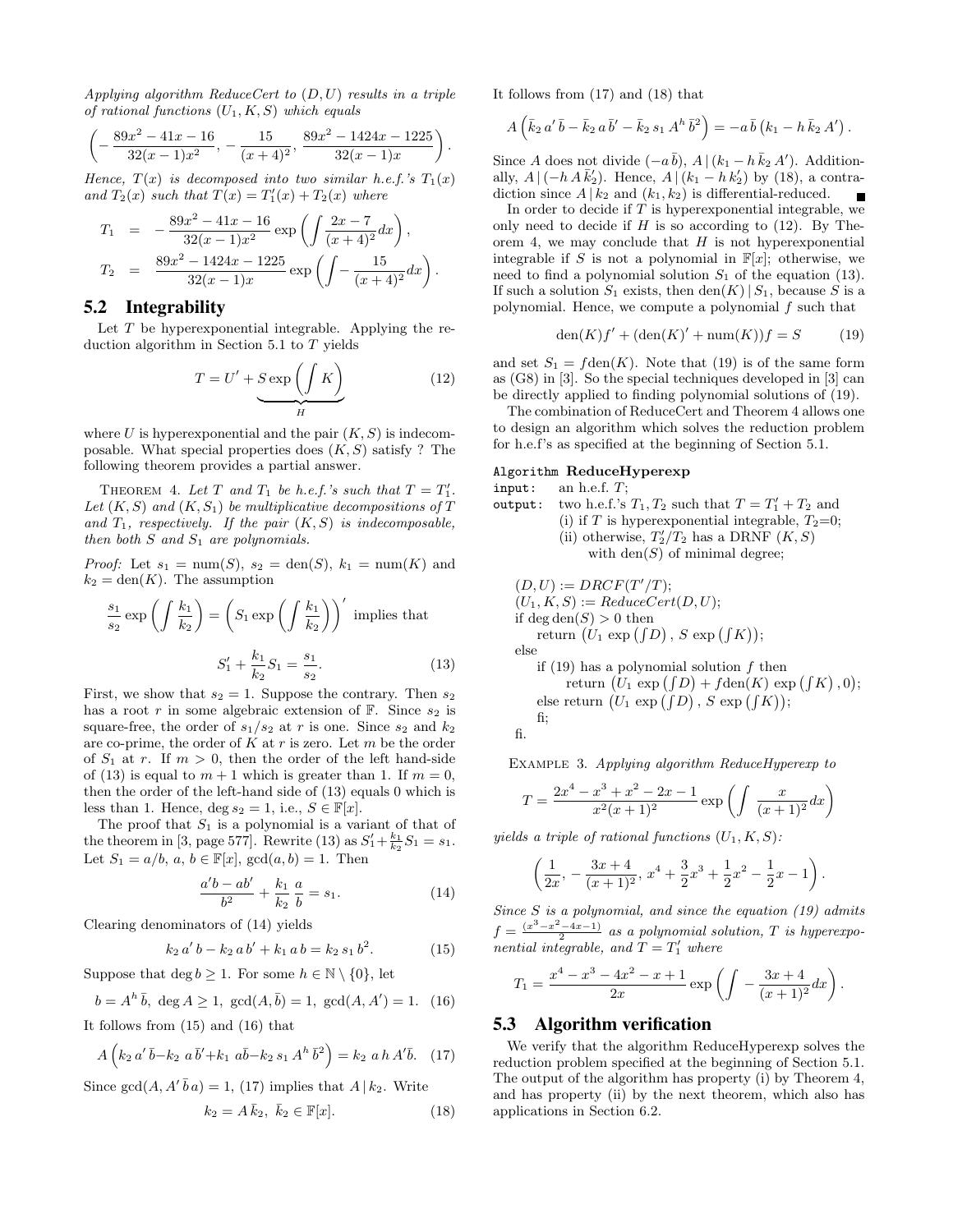*Applying algorithm ReduceCert to $(D, U)$ results in a triple of rational functions $(U_1, K, S)$ which equals*

$$\left(-\frac{89x^2-41x-16}{32(x-1)x^2},\, -\frac{15}{(x+4)^2},\, \frac{89x^2-1424x-1225}{32(x-1)x}\right).$$

*Hence, $T(x)$ is decomposed into two similar h.e.f.'s $T_1(x)$ and $T_2(x)$ such that $T(x) = T_1'(x) + T_2(x)$ where*

$$\begin{aligned} T_1 &= -\frac{89x^2-41x-16}{32(x-1)x^2}\exp\left(\int \frac{2x-7}{(x+4)^2}dx\right), \\ T_2 &= \frac{89x^2-1424x-1225}{32(x-1)x}\exp\left(\int -\frac{15}{(x+4)^2}dx\right). \end{aligned}$$

## 5.2 Integrability

Let $T$ be hyperexponential integrable. Applying the reduction algorithm in Section 5.1 to $T$ yields

$$T = U' + \underbrace{S\exp\left(\int K\right)}_{H} \tag{12}$$

where $U$ is hyperexponential and the pair $(K, S)$ is indecomposable. What special properties does $(K, S)$ satisfy ? The following theorem provides a partial answer.

Theorem 4. *Let $T$ and $T_1$ be h.e.f.'s such that $T = T_1'$. Let $(K, S)$ and $(K, S_1)$ be multiplicative decompositions of $T$ and $T_1$, respectively. If the pair $(K, S)$ is indecomposable, then both $S$ and $S_1$ are polynomials.*

*Proof:* Let $s_1 = \text{num}(S)$, $s_2 = \text{den}(S)$, $k_1 = \text{num}(K)$ and $k_2 = \text{den}(K)$. The assumption

$$\frac{s_1}{s_2}\exp\left(\int \frac{k_1}{k_2}\right) = \left(S_1\exp\left(\int \frac{k_1}{k_2}\right)\right)' \text{ implies that}$$

$$S_1' + \frac{k_1}{k_2}S_1 = \frac{s_1}{s_2}. \tag{13}$$

First, we show that $s_2 = 1$. Suppose the contrary. Then $s_2$ has a root $r$ in some algebraic extension of $\mathbb{F}$. Since $s_2$ is square-free, the order of $s_1/s_2$ at $r$ is one. Since $s_2$ and $k_2$ are co-prime, the order of $K$ at $r$ is zero. Let $m$ be the order of $S_1$ at $r$. If $m > 0$, then the order of the left hand-side of (13) is equal to $m+1$ which is greater than 1. If $m = 0$, then the order of the left-hand side of (13) equals 0 which is less than 1. Hence, $\deg s_2 = 1$, i.e., $S \in \mathbb{F}[x]$.

The proof that $S_1$ is a polynomial is a variant of that of the theorem in [3, page 577]. Rewrite (13) as $S_1' + \frac{k_1}{k_2}S_1 = s_1$. Let $S_1 = a/b$, $a, b \in \mathbb{F}[x]$, $\gcd(a, b) = 1$. Then

$$\frac{a'b - ab'}{b^2} + \frac{k_1}{k_2}\frac{a}{b} = s_1. \tag{14}$$

Clearing denominators of (14) yields

$$k_2\, a'\, b - k_2\, a\, b' + k_1\, a\, b = k_2\, s_1\, b^2. \tag{15}$$

Suppose that $\deg b \geq 1$. For some $h \in \mathbb{N}\setminus\{0\}$, let

$$b = A^h\,\bar{b},\ \deg A \geq 1,\ \gcd(A, \bar{b}) = 1,\ \gcd(A, A') = 1. \tag{16}$$

It follows from (15) and (16) that

$$A\left(k_2\, a'\,\bar{b} - k_2\, a\,\bar{b}' + k_1\, a\bar{b} - k_2\, s_1\, A^h\,\bar{b}^2\right) = k_2\, a\, h\, A'\bar{b}. \tag{17}$$

Since $\gcd(A, A'\,\bar{b}\,a) = 1$, (17) implies that $A \mid k_2$. Write

$$k_2 = A\,\bar{k}_2,\ \bar{k}_2 \in \mathbb{F}[x]. \tag{18}$$

It follows from (17) and (18) that

$$A\left(\bar{k}_2\, a'\,\bar{b} - \bar{k}_2\, a\,\bar{b}' - \bar{k}_2\, s_1\, A^h\,\bar{b}^2\right) = -a\,\bar{b}\left(k_1 - h\,\bar{k}_2\, A'\right).$$

Since $A$ does not divide $(-a\,\bar{b})$, $A \mid (k_1 - h\,\bar{k}_2\,A')$. Additionally, $A \mid (-h\,A\,\bar{k}_2')$. Hence, $A \mid (k_1 - h\,k_2')$ by (18), a contradiction since $A \mid k_2$ and $(k_1, k_2)$ is differential-reduced. ∎

In order to decide if $T$ is hyperexponential integrable, we only need to decide if $H$ is so according to (12). By Theorem 4, we may conclude that $H$ is not hyperexponential integrable if $S$ is not a polynomial in $\mathbb{F}[x]$; otherwise, we need to find a polynomial solution $S_1$ of the equation (13). If such a solution $S_1$ exists, then $\text{den}(K) \mid S_1$, because $S$ is a polynomial. Hence, we compute a polynomial $f$ such that

$$\text{den}(K)f' + (\text{den}(K)' + \text{num}(K))f = S \tag{19}$$

and set $S_1 = f\text{den}(K)$. Note that (19) is of the same form as (G8) in [3]. So the special techniques developed in [3] can be directly applied to finding polynomial solutions of (19).

The combination of ReduceCert and Theorem 4 allows one to design an algorithm which solves the reduction problem for h.e.f's as specified at the beginning of Section 5.1.

**Algorithm ReduceHyperexp**

- input: an h.e.f. $T$;
- output: two h.e.f.'s $T_1, T_2$ such that $T = T_1' + T_2$ and
  - (i) if $T$ is hyperexponential integrable, $T_2$=0;
  - (ii) otherwise, $T_2'/T_2$ has a DRNF $(K, S)$ with $\text{den}(S)$ of minimal degree;

$(D, U) := DRCF(T'/T)$;
$(U_1, K, S) := ReduceCert(D, U)$;
if $\deg \text{den}(S) > 0$ then
  return $\left(U_1\exp\left(\int D\right),\ S\exp\left(\int K\right)\right)$;
else
  if (19) has a polynomial solution $f$ then
    return $\left(U_1\exp\left(\int D\right) + f\text{den}(K)\exp\left(\int K\right), 0\right)$;
  else return $\left(U_1\exp\left(\int D\right),\ S\exp\left(\int K\right)\right)$;
  fi;
fi.

Example 3. *Applying algorithm ReduceHyperexp to*

$$T = \frac{2x^4 - x^3 + x^2 - 2x - 1}{x^2(x+1)^2}\exp\left(\int \frac{x}{(x+1)^2}dx\right)$$

*yields a triple of rational functions $(U_1, K, S)$:*

$$\left(\frac{1}{2x},\, -\frac{3x+4}{(x+1)^2},\, x^4 + \frac{3}{2}x^3 + \frac{1}{2}x^2 - \frac{1}{2}x - 1\right).$$

*Since $S$ is a polynomial, and since the equation (19) admits $f = \frac{(x^3 - x^2 - 4x - 1)}{2}$ as a polynomial solution, $T$ is hyperexponential integrable, and $T = T_1'$ where*

$$T_1 = \frac{x^4 - x^3 - 4x^2 - x + 1}{2x}\exp\left(\int -\frac{3x+4}{(x+1)^2}dx\right).$$

## 5.3 Algorithm verification

We verify that the algorithm ReduceHyperexp solves the reduction problem specified at the beginning of Section 5.1. The output of the algorithm has property (i) by Theorem 4, and has property (ii) by the next theorem, which also has applications in Section 6.2.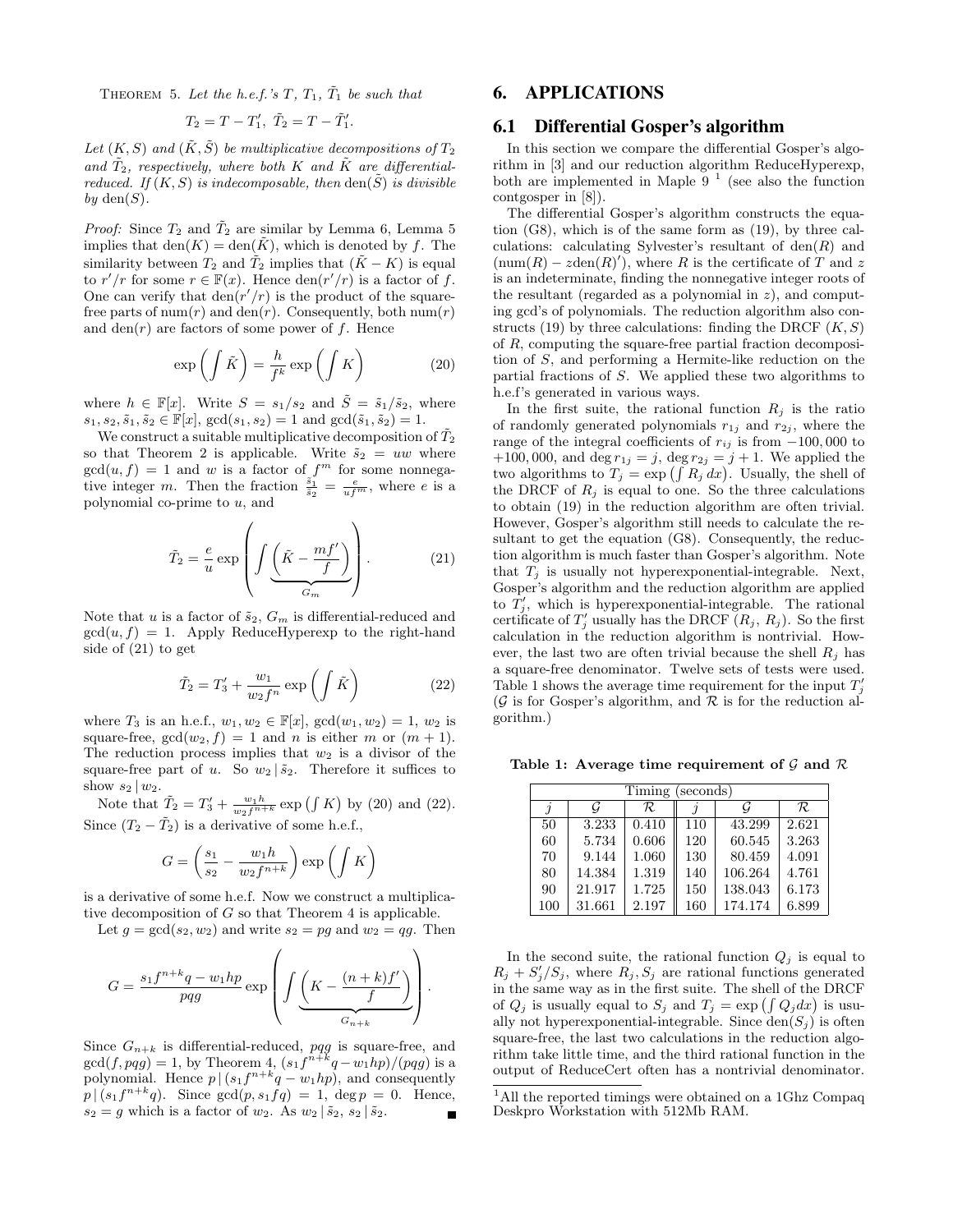THEOREM 5. *Let the h.e.f.'s $T$, $T_1$, $\tilde{T}_1$ be such that*

$$T_2 = T - T_1', \ \tilde{T}_2 = T - \tilde{T}_1'.$$

*Let $(K, S)$ and $(\tilde{K}, \tilde{S})$ be multiplicative decompositions of $T_2$ and $\tilde{T}_2$, respectively, where both $K$ and $\tilde{K}$ are differential-reduced. If $(K, S)$ is indecomposable, then $\mathrm{den}(\tilde{S})$ is divisible by $\mathrm{den}(S)$.*

*Proof:* Since $T_2$ and $\tilde{T}_2$ are similar by Lemma 6, Lemma 5 implies that $\mathrm{den}(K) = \mathrm{den}(\tilde{K})$, which is denoted by $f$. The similarity between $T_2$ and $\tilde{T}_2$ implies that $(\tilde{K} - K)$ is equal to $r'/r$ for some $r \in \mathbb{F}(x)$. Hence $\mathrm{den}(r'/r)$ is a factor of $f$. One can verify that $\mathrm{den}(r'/r)$ is the product of the square-free parts of $\mathrm{num}(r)$ and $\mathrm{den}(r)$. Consequently, both $\mathrm{num}(r)$ and $\mathrm{den}(r)$ are factors of some power of $f$. Hence

$$\exp\left(\int \tilde{K}\right) = \frac{h}{f^k} \exp\left(\int K\right) \tag{20}$$

where $h \in \mathbb{F}[x]$. Write $S = s_1/s_2$ and $\tilde{S} = \tilde{s}_1/\tilde{s}_2$, where $s_1, s_2, \tilde{s}_1, \tilde{s}_2 \in \mathbb{F}[x]$, $\gcd(s_1, s_2) = 1$ and $\gcd(\tilde{s}_1, \tilde{s}_2) = 1$.

We construct a suitable multiplicative decomposition of $\tilde{T}_2$ so that Theorem 2 is applicable. Write $\tilde{s}_2 = uw$ where $\gcd(u, f) = 1$ and $w$ is a factor of $f^m$ for some nonnegative integer $m$. Then the fraction $\frac{\tilde{s}_1}{\tilde{s}_2} = \frac{e}{uf^m}$, where $e$ is a polynomial co-prime to $u$, and

$$\tilde{T}_2 = \frac{e}{u} \exp\left(\int \underbrace{\left(\tilde{K} - \frac{mf'}{f}\right)}_{G_m}\right). \tag{21}$$

Note that $u$ is a factor of $\tilde{s}_2$, $G_m$ is differential-reduced and $\gcd(u, f) = 1$. Apply ReduceHyperexp to the right-hand side of (21) to get

$$\tilde{T}_2 = T_3' + \frac{w_1}{w_2 f^n} \exp\left(\int \tilde{K}\right) \tag{22}$$

where $T_3$ is an h.e.f., $w_1, w_2 \in \mathbb{F}[x]$, $\gcd(w_1, w_2) = 1$, $w_2$ is square-free, $\gcd(w_2, f) = 1$ and $n$ is either $m$ or $(m+1)$. The reduction process implies that $w_2$ is a divisor of the square-free part of $u$. So $w_2 \mid \tilde{s}_2$. Therefore it suffices to show $s_2 \mid w_2$.

Note that $\tilde{T}_2 = T_3' + \frac{w_1 h}{w_2 f^{n+k}} \exp\left(\int K\right)$ by (20) and (22). Since $(T_2 - \tilde{T}_2)$ is a derivative of some h.e.f.,

$$G = \left(\frac{s_1}{s_2} - \frac{w_1 h}{w_2 f^{n+k}}\right) \exp\left(\int K\right)$$

is a derivative of some h.e.f. Now we construct a multiplicative decomposition of $G$ so that Theorem 4 is applicable.

Let $g = \gcd(s_2, w_2)$ and write $s_2 = pg$ and $w_2 = qg$. Then

$$G = \frac{s_1 f^{n+k} q - w_1 h p}{pqg} \exp\left(\int \underbrace{\left(K - \frac{(n+k)f'}{f}\right)}_{G_{n+k}}\right).$$

Since $G_{n+k}$ is differential-reduced, $pqg$ is square-free, and $\gcd(f, pqg) = 1$, by Theorem 4, $(s_1 f^{n+k} q - w_1 h p)/(pqg)$ is a polynomial. Hence $p \mid (s_1 f^{n+k} q - w_1 h p)$, and consequently $p \mid (s_1 f^{n+k} q)$. Since $\gcd(p, s_1 f q) = 1$, $\deg p = 0$. Hence, $s_2 = g$ which is a factor of $w_2$. As $w_2 \mid \tilde{s}_2$, $s_2 \mid \tilde{s}_2$. ∎

## 6. APPLICATIONS

### 6.1 Differential Gosper's algorithm

In this section we compare the differential Gosper's algorithm in [3] and our reduction algorithm ReduceHyperexp, both are implemented in Maple 9 [1] (see also the function contgosper in [8]).

The differential Gosper's algorithm constructs the equation (G8), which is of the same form as (19), by three calculations: calculating Sylvester's resultant of $\mathrm{den}(R)$ and $(\mathrm{num}(R) - z\,\mathrm{den}(R)')$, where $R$ is the certificate of $T$ and $z$ is an indeterminate, finding the nonnegative integer roots of the resultant (regarded as a polynomial in $z$), and computing gcd's of polynomials. The reduction algorithm also constructs (19) by three calculations: finding the DRCF $(K, S)$ of $R$, computing the square-free partial fraction decomposition of $S$, and performing a Hermite-like reduction on the partial fractions of $S$. We applied these two algorithms to h.e.f.'s generated in various ways.

In the first suite, the rational function $R_j$ is the ratio of randomly generated polynomials $r_{1j}$ and $r_{2j}$, where the range of the integral coefficients of $r_{ij}$ is from $-100,000$ to $+100,000$, and $\deg r_{1j} = j$, $\deg r_{2j} = j+1$. We applied the two algorithms to $T_j = \exp\left(\int R_j \, dx\right)$. Usually, the shell of the DRCF of $R_j$ is equal to one. So the three calculations to obtain (19) in the reduction algorithm are often trivial. However, Gosper's algorithm still needs to calculate the resultant to get the equation (G8). Consequently, the reduction algorithm is much faster than Gosper's algorithm. Note that $T_j$ is usually not hyperexponential-integrable. Next, Gosper's algorithm and the reduction algorithm are applied to $T_j'$, which is hyperexponential-integrable. The rational certificate of $T_j'$ usually has the DRCF $(R_j, R_j)$. So the first calculation in the reduction algorithm is nontrivial. However, the last two are often trivial because the shell $R_j$ has a square-free denominator. Twelve sets of tests were used. Table 1 shows the average time requirement for the input $T_j'$ ($\mathcal{G}$ is for Gosper's algorithm, and $\mathcal{R}$ is for the reduction algorithm.)

**Table 1: Average time requirement of $\mathcal{G}$ and $\mathcal{R}$**

| Timing (seconds) | | | | | |
|---|---|---|---|---|---|
| $j$ | $\mathcal{G}$ | $\mathcal{R}$ | $j$ | $\mathcal{G}$ | $\mathcal{R}$ |
| 50 | 3.233 | 0.410 | 110 | 43.299 | 2.621 |
| 60 | 5.734 | 0.606 | 120 | 60.545 | 3.263 |
| 70 | 9.144 | 1.060 | 130 | 80.459 | 4.091 |
| 80 | 14.384 | 1.319 | 140 | 106.264 | 4.761 |
| 90 | 21.917 | 1.725 | 150 | 138.043 | 6.173 |
| 100 | 31.661 | 2.197 | 160 | 174.174 | 6.899 |

In the second suite, the rational function $Q_j$ is equal to $R_j + S_j'/S_j$, where $R_j, S_j$ are rational functions generated in the same way as in the first suite. The shell of the DRCF of $Q_j$ is usually equal to $S_j$ and $T_j = \exp\left(\int Q_j dx\right)$ is usually not hyperexponential-integrable. Since $\mathrm{den}(S_j)$ is often square-free, the last two calculations in the reduction algorithm take little time, and the third rational function in the output of ReduceCert often has a nontrivial denominator.

[1] All the reported timings were obtained on a 1Ghz Compaq Deskpro Workstation with 512Mb RAM.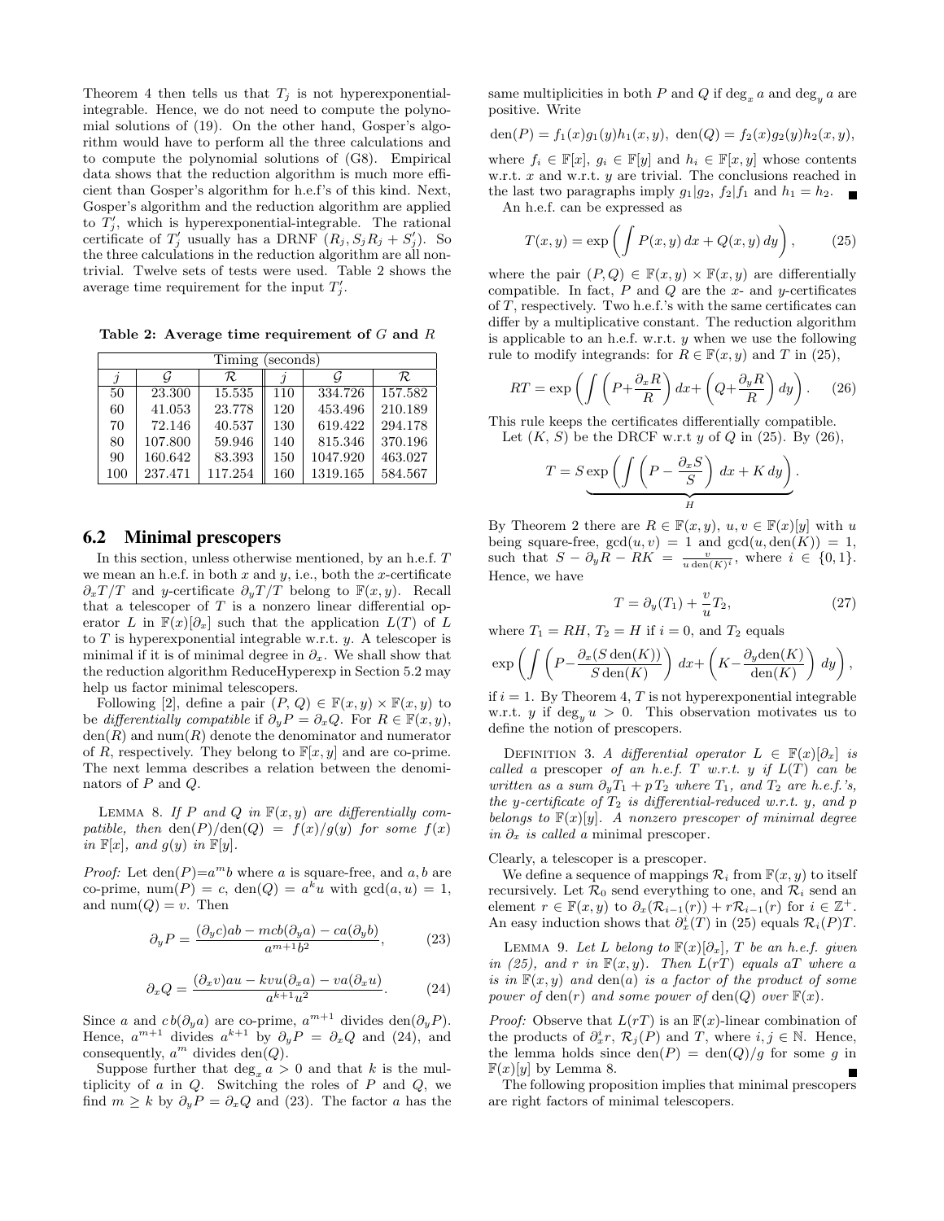Theorem 4 then tells us that $T_j$ is not hyperexponential-integrable. Hence, we do not need to compute the polynomial solutions of (19). On the other hand, Gosper's algorithm would have to perform all the three calculations and to compute the polynomial solutions of (G8). Empirical data shows that the reduction algorithm is much more efficient than Gosper's algorithm for h.e.f's of this kind. Next, Gosper's algorithm and the reduction algorithm are applied to $T_j'$, which is hyperexponential-integrable. The rational certificate of $T_j'$ usually has a DRNF $(R_j, S_jR_j + S_j')$. So the three calculations in the reduction algorithm are all non-trivial. Twelve sets of tests were used. Table 2 shows the average time requirement for the input $T_j'$.

**Table 2: Average time requirement of $G$ and $R$**

| Timing (seconds) | | | | | |
|---|---|---|---|---|---|
| $j$ | $\mathcal{G}$ | $\mathcal{R}$ | $j$ | $\mathcal{G}$ | $\mathcal{R}$ |
| 50 | 23.300 | 15.535 | 110 | 334.726 | 157.582 |
| 60 | 41.053 | 23.778 | 120 | 453.496 | 210.189 |
| 70 | 72.146 | 40.537 | 130 | 619.422 | 294.178 |
| 80 | 107.800 | 59.946 | 140 | 815.346 | 370.196 |
| 90 | 160.642 | 83.393 | 150 | 1047.920 | 463.027 |
| 100 | 237.471 | 117.254 | 160 | 1319.165 | 584.567 |

## 6.2 Minimal prescopers

In this section, unless otherwise mentioned, by an h.e.f. $T$ we mean an h.e.f. in both $x$ and $y$, i.e., both the $x$-certificate $\partial_x T/T$ and $y$-certificate $\partial_y T/T$ belong to $\mathbb{F}(x,y)$. Recall that a telescoper of $T$ is a nonzero linear differential operator $L$ in $\mathbb{F}(x)[\partial_x]$ such that the application $L(T)$ of $L$ to $T$ is hyperexponential integrable w.r.t. $y$. A telescoper is minimal if it is of minimal degree in $\partial_x$. We shall show that the reduction algorithm ReduceHyperexp in Section 5.2 may help us factor minimal telescopers.

Following [2], define a pair $(P, Q) \in \mathbb{F}(x,y) \times \mathbb{F}(x,y)$ to be *differentially compatible* if $\partial_y P = \partial_x Q$. For $R \in \mathbb{F}(x,y)$, $\mathrm{den}(R)$ and $\mathrm{num}(R)$ denote the denominator and numerator of $R$, respectively. They belong to $\mathbb{F}[x,y]$ and are co-prime. The next lemma describes a relation between the denominators of $P$ and $Q$.

Lemma 8. *If $P$ and $Q$ in $\mathbb{F}(x,y)$ are differentially compatible, then $\mathrm{den}(P)/\mathrm{den}(Q) = f(x)/g(y)$ for some $f(x)$ in $\mathbb{F}[x]$, and $g(y)$ in $\mathbb{F}[y]$.*

*Proof:* Let $\mathrm{den}(P){=}a^m b$ where $a$ is square-free, and $a, b$ are co-prime, $\mathrm{num}(P) = c$, $\mathrm{den}(Q) = a^k u$ with $\gcd(a,u) = 1$, and $\mathrm{num}(Q) = v$. Then

$$\partial_y P = \frac{(\partial_y c)ab - mcb(\partial_y a) - ca(\partial_y b)}{a^{m+1}b^2}, \tag{23}$$

$$\partial_x Q = \frac{(\partial_x v)au - kvu(\partial_x a) - va(\partial_x u)}{a^{k+1}u^2}. \tag{24}$$

Since $a$ and $c\,b(\partial_y a)$ are co-prime, $a^{m+1}$ divides $\mathrm{den}(\partial_y P)$. Hence, $a^{m+1}$ divides $a^{k+1}$ by $\partial_y P = \partial_x Q$ and (24), and consequently, $a^m$ divides $\mathrm{den}(Q)$.

Suppose further that $\deg_x a > 0$ and that $k$ is the multiplicity of $a$ in $Q$. Switching the roles of $P$ and $Q$, we find $m \geq k$ by $\partial_y P = \partial_x Q$ and (23). The factor $a$ has the same multiplicities in both $P$ and $Q$ if $\deg_x a$ and $\deg_y a$ are positive. Write

$$\mathrm{den}(P) = f_1(x)g_1(y)h_1(x,y),\ \mathrm{den}(Q) = f_2(x)g_2(y)h_2(x,y),$$

where $f_i \in \mathbb{F}[x]$, $g_i \in \mathbb{F}[y]$ and $h_i \in \mathbb{F}[x,y]$ whose contents w.r.t. $x$ and w.r.t. $y$ are trivial. The conclusions reached in the last two paragraphs imply $g_1|g_2$, $f_2|f_1$ and $h_1 = h_2$. ∎

An h.e.f. can be expressed as

$$T(x,y) = \exp\left(\int P(x,y)\,dx + Q(x,y)\,dy\right), \tag{25}$$

where the pair $(P, Q) \in \mathbb{F}(x,y) \times \mathbb{F}(x,y)$ are differentially compatible. In fact, $P$ and $Q$ are the $x$- and $y$-certificates of $T$, respectively. Two h.e.f.'s with the same certificates can differ by a multiplicative constant. The reduction algorithm is applicable to an h.e.f. w.r.t. $y$ when we use the following rule to modify integrands: for $R \in \mathbb{F}(x,y)$ and $T$ in (25),

$$RT = \exp\left(\int\left(P + \frac{\partial_x R}{R}\right)dx + \left(Q + \frac{\partial_y R}{R}\right)dy\right). \tag{26}$$

This rule keeps the certificates differentially compatible.

Let $(K, S)$ be the DRCF w.r.t $y$ of $Q$ in (25). By (26),

$$T = S\underbrace{\exp\left(\int\left(P - \frac{\partial_x S}{S}\right)\,dx + K\,dy\right)}_{H}.$$

By Theorem 2 there are $R \in \mathbb{F}(x,y)$, $u, v \in \mathbb{F}(x)[y]$ with $u$ being square-free, $\gcd(u,v) = 1$ and $\gcd(u, \mathrm{den}(K)) = 1$, such that $S - \partial_y R - RK = \frac{v}{u\,\mathrm{den}(K)^i}$, where $i \in \{0, 1\}$. Hence, we have

$$T = \partial_y(T_1) + \frac{v}{u}T_2, \tag{27}$$

where $T_1 = RH$, $T_2 = H$ if $i = 0$, and $T_2$ equals

$$\exp\left(\int\left(P - \frac{\partial_x(S\,\mathrm{den}(K))}{S\,\mathrm{den}(K)}\right)dx + \left(K - \frac{\partial_y \mathrm{den}(K)}{\mathrm{den}(K)}\right)dy\right),$$

if $i = 1$. By Theorem 4, $T$ is not hyperexponential integrable w.r.t. $y$ if $\deg_y u > 0$. This observation motivates us to define the notion of prescopers.

Definition 3. *A differential operator $L \in \mathbb{F}(x)[\partial_x]$ is called a* prescoper *of an h.e.f. $T$ w.r.t. $y$ if $L(T)$ can be written as a sum $\partial_y T_1 + p\,T_2$ where $T_1$, and $T_2$ are h.e.f.'s, the $y$-certificate of $T_2$ is differential-reduced w.r.t. $y$, and $p$ belongs to $\mathbb{F}(x)[y]$. A nonzero prescoper of minimal degree in $\partial_x$ is called a* minimal prescoper.

Clearly, a telescoper is a prescoper.

We define a sequence of mappings $\mathcal{R}_i$ from $\mathbb{F}(x,y)$ to itself recursively. Let $\mathcal{R}_0$ send everything to one, and $\mathcal{R}_i$ send an element $r \in \mathbb{F}(x,y)$ to $\partial_x(\mathcal{R}_{i-1}(r)) + r\mathcal{R}_{i-1}(r)$ for $i \in \mathbb{Z}^+$. An easy induction shows that $\partial_x^i(T)$ in (25) equals $\mathcal{R}_i(P)T$.

Lemma 9. *Let $L$ belong to $\mathbb{F}(x)[\partial_x]$, $T$ be an h.e.f. given in (25), and $r$ in $\mathbb{F}(x,y)$. Then $L(rT)$ equals $aT$ where $a$ is in $\mathbb{F}(x,y)$ and $\mathrm{den}(a)$ is a factor of the product of some power of $\mathrm{den}(r)$ and some power of $\mathrm{den}(Q)$ over $\mathbb{F}(x)$.*

*Proof:* Observe that $L(rT)$ is an $\mathbb{F}(x)$-linear combination of the products of $\partial_x^i r$, $\mathcal{R}_j(P)$ and $T$, where $i, j \in \mathbb{N}$. Hence, the lemma holds since $\mathrm{den}(P) = \mathrm{den}(Q)/g$ for some $g$ in $\mathbb{F}(x)[y]$ by Lemma 8. ∎

The following proposition implies that minimal prescopers are right factors of minimal telescopers.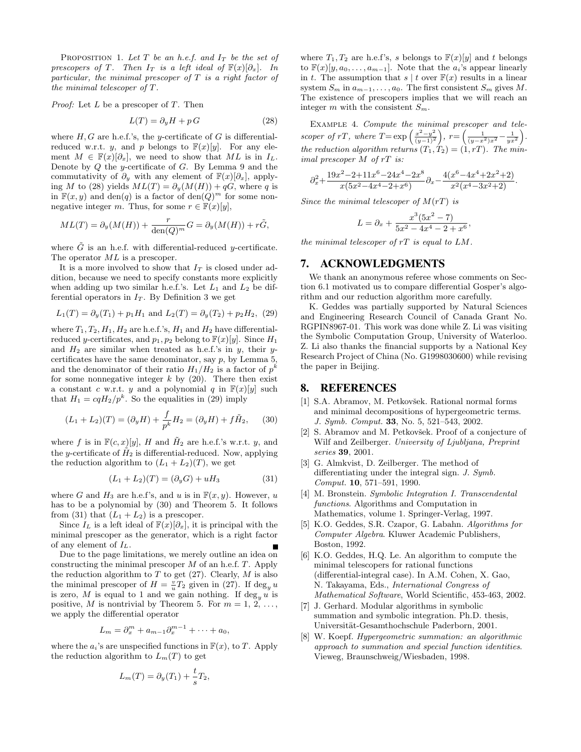PROPOSITION 1. *Let $T$ be an h.e.f. and $I_T$ be the set of prescopers of $T$. Then $I_T$ is a left ideal of $\mathbb{F}(x)[\partial_x]$. In particular, the minimal prescoper of $T$ is a right factor of the minimal telescoper of $T$.*

*Proof:* Let $L$ be a prescoper of $T$. Then

$$L(T) = \partial_y H + p\,G \tag{28}$$

where $H, G$ are h.e.f.'s, the $y$-certificate of $G$ is differential-reduced w.r.t. $y$, and $p$ belongs to $\mathbb{F}(x)[y]$. For any element $M \in \mathbb{F}(x)[\partial_x]$, we need to show that $ML$ is in $I_L$. Denote by $Q$ the $y$-certificate of $G$. By Lemma 9 and the commutativity of $\partial_y$ with any element of $\mathbb{F}(x)[\partial_x]$, applying $M$ to (28) yields $ML(T) = \partial_y(M(H)) + qG$, where $q$ is in $\mathbb{F}(x, y)$ and $\text{den}(q)$ is a factor of $\text{den}(Q)^m$ for some nonnegative integer $m$. Thus, for some $r \in \mathbb{F}(x)[y]$,

$$ML(T) = \partial_y(M(H)) + \frac{r}{\text{den}(Q)^m} G = \partial_y(M(H)) + r\tilde{G},$$

where $\tilde{G}$ is an h.e.f. with differential-reduced $y$-certificate. The operator $ML$ is a prescoper.

It is a more involved to show that $I_T$ is closed under addition, because we need to specify constants more explicitly when adding up two similar h.e.f.'s. Let $L_1$ and $L_2$ be differential operators in $I_T$. By Definition 3 we get

$$L_1(T) = \partial_y(T_1) + p_1 H_1 \text{ and } L_2(T) = \partial_y(T_2) + p_2 H_2, \tag{29}$$

where $T_1, T_2, H_1, H_2$ are h.e.f.'s, $H_1$ and $H_2$ have differential-reduced $y$-certificates, and $p_1, p_2$ belong to $\mathbb{F}(x)[y]$. Since $H_1$ and $H_2$ are similar when treated as h.e.f.'s in $y$, their $y$-certificates have the same denominator, say $p$, by Lemma 5, and the denominator of their ratio $H_1/H_2$ is a factor of $p^k$ for some nonnegative integer $k$ by (20). There then exist a constant $c$ w.r.t. $y$ and a polynomial $q$ in $\mathbb{F}(x)[y]$ such that $H_1 = cqH_2/p^k$. So the equalities in (29) imply

$$(L_1 + L_2)(T) = (\partial_y H) + \frac{f}{p^k} H_2 = (\partial_y H) + f\tilde{H}_2, \tag{30}$$

where $f$ is in $\mathbb{F}(c, x)[y]$, $H$ and $\tilde{H}_2$ are h.e.f.'s w.r.t. $y$, and the $y$-certificate of $\tilde{H}_2$ is differential-reduced. Now, applying the reduction algorithm to $(L_1 + L_2)(T)$, we get

$$(L_1 + L_2)(T) = (\partial_y G) + uH_3 \tag{31}$$

where $G$ and $H_3$ are h.e.f's, and $u$ is in $\mathbb{F}(x, y)$. However, $u$ has to be a polynomial by (30) and Theorem 5. It follows from (31) that $(L_1 + L_2)$ is a prescoper.

Since $I_L$ is a left ideal of $\mathbb{F}(x)[\partial_x]$, it is principal with the minimal prescoper as the generator, which is a right factor of any element of $I_L$. ∎

Due to the page limitations, we merely outline an idea on constructing the minimal prescoper $M$ of an h.e.f. $T$. Apply the reduction algorithm to $T$ to get (27). Clearly, $M$ is also the minimal prescoper of $H = \frac{v}{u} T_2$ given in (27). If $\deg_y u$ is zero, $M$ is equal to 1 and we gain nothing. If $\deg_y u$ is positive, $M$ is nontrivial by Theorem 5. For $m = 1, 2, \ldots$, we apply the differential operator

$$L_m = \partial_x^m + a_{m-1}\partial_x^{m-1} + \cdots + a_0,$$

where the $a_i$'s are unspecified functions in $\mathbb{F}(x)$, to $T$. Apply the reduction algorithm to $L_m(T)$ to get

$$L_m(T) = \partial_y(T_1) + \frac{t}{s} T_2,$$

where $T_1, T_2$ are h.e.f's, $s$ belongs to $\mathbb{F}(x)[y]$ and $t$ belongs to $\mathbb{F}(x)[y, a_0, \ldots, a_{m-1}]$. Note that the $a_i$'s appear linearly in $t$. The assumption that $s \mid t$ over $\mathbb{F}(x)$ results in a linear system $S_m$ in $a_{m-1}, \ldots, a_0$. The first consistent $S_m$ gives $M$. The existence of prescopers implies that we will reach an integer $m$ with the consistent $S_m$.

EXAMPLE 4. *Compute the minimal prescoper and telescoper of $rT$, where $T = \exp\left(\frac{x^2 - y^2}{(y-1)^2}\right)$, $r = \left(\frac{1}{(y-x^2)x^2} - \frac{1}{yx^2}\right)$. the reduction algorithm returns $(T_1, T_2) = (1, rT)$. The minimal prescoper $M$ of $rT$ is:*

$$\partial_x^2 + \frac{19x^2 - 2 + 11x^6 - 24x^4 - 2x^8}{x(5x^2 - 4x^4 - 2 + x^6)}\partial_x - \frac{4(x^6 - 4x^4 + 2x^2 + 2)}{x^2(x^4 - 3x^2 + 2)}.$$

*Since the minimal telescoper of $M(rT)$ is*

$$L = \partial_x + \frac{x^3(5x^2 - 7)}{5x^2 - 4x^4 - 2 + x^6},$$

*the minimal telescoper of $rT$ is equal to $LM$.*

## 7. ACKNOWLEDGMENTS

We thank an anonymous referee whose comments on Section 6.1 motivated us to compare differential Gosper's algorithm and our reduction algorithm more carefully.

K. Geddes was partially supported by Natural Sciences and Engineering Research Council of Canada Grant No. RGPIN8967-01. This work was done while Z. Li was visiting the Symbolic Computation Group, University of Waterloo. Z. Li also thanks the financial supports by a National Key Research Project of China (No. G1998030600) while revising the paper in Beijing.

## 8. REFERENCES

[1] S.A. Abramov, M. Petkovšek. Rational normal forms and minimal decompositions of hypergeometric terms. *J. Symb. Comput.* **33**, No. 5, 521–543, 2002.

[2] S. Abramov and M. Petkovšek. Proof of a conjecture of Wilf and Zeilberger. *University of Ljubljana, Preprint series* **39**, 2001.

[3] G. Almkvist, D. Zeilberger. The method of differentiating under the integral sign. *J. Symb. Comput.* **10**, 571–591, 1990.

[4] M. Bronstein. *Symbolic Integration I. Transcendental functions*. Algorithms and Computation in Mathematics, volume 1. Springer-Verlag, 1997.

[5] K.O. Geddes, S.R. Czapor, G. Labahn. *Algorithms for Computer Algebra*. Kluwer Academic Publishers, Boston, 1992.

[6] K.O. Geddes, H.Q. Le. An algorithm to compute the minimal telescopers for rational functions (differential-integral case). In A.M. Cohen, X. Gao, N. Takayama, Eds., *International Congress of Mathematical Software*, World Scientific, 453-463, 2002.

[7] J. Gerhard. Modular algorithms in symbolic summation and symbolic integration. Ph.D. thesis, Universität-Gesamthochschule Paderborn, 2001.

[8] W. Koepf. *Hypergeometric summation: an algorithmic approach to summation and special function identities*. Vieweg, Braunschweig/Wiesbaden, 1998.